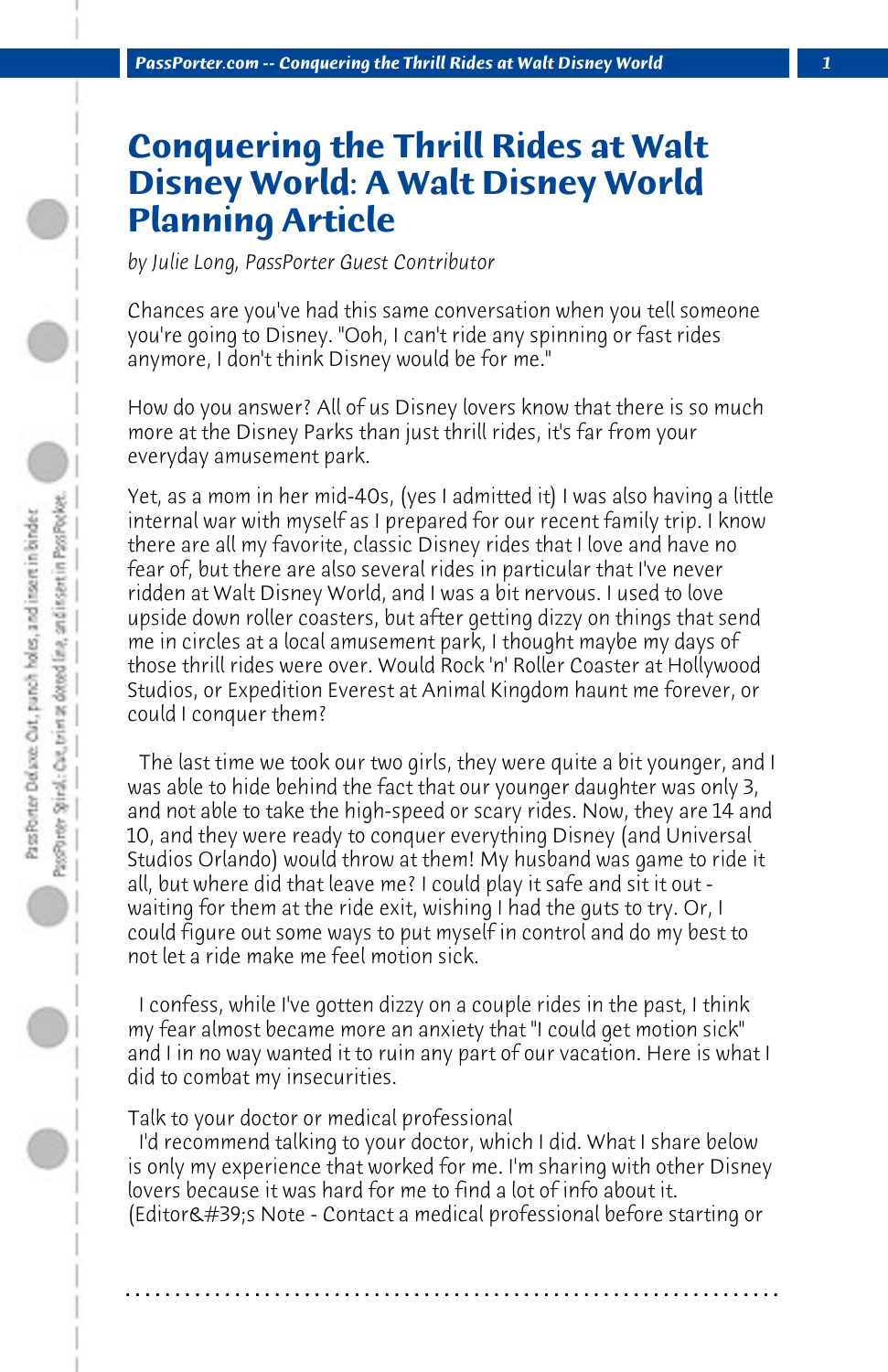# Conquering the Thrill Rides at Walt Disney World: A Walt Disney World Planning Article

*by Julie Long, PassPorter Guest Contributor*

Chances are you've had this same conversation when you tell someone you're going to Disney. "Ooh, I can't ride any spinning or fast rides anymore, I don't think Disney would be for me."

How do you answer? All of us Disney lovers know that there is so much more at the Disney Parks than just thrill rides, it's far from your everyday amusement park.

Yet, as a mom in her mid-40s, (yes I admitted it) I was also having a little internal war with myself as I prepared for our recent family trip. I know there are all my favorite, classic Disney rides that I love and have no fear of, but there are also several rides in particular that I've never ridden at Walt Disney World, and I was a bit nervous. I used to love upside down roller coasters, but after getting dizzy on things that send me in circles at a local amusement park, I thought maybe my days of those thrill rides were over. Would Rock 'n' Roller Coaster at Hollywood Studios, or Expedition Everest at Animal Kingdom haunt me forever, or could I conquer them?

The last time we took our two girls, they were quite a bit younger, and I was able to hide behind the fact that our younger daughter was only 3, and not able to take the high-speed or scary rides. Now, they are 14 and 10, and they were ready to conquer everything Disney (and Universal Studios Orlando) would throw at them! My husband was game to ride it all, but where did that leave me? I could play it safe and sit it out - waiting for them at the ride exit, wishing I had the guts to try. Or, I could figure out some ways to put myself in control and do my best to not let a ride make me feel motion sick.

I confess, while I've gotten dizzy on a couple rides in the past, I think my fear almost became more an anxiety that "I could get motion sick" and I in no way wanted it to ruin any part of our vacation. Here is what I did to combat my insecurities.

Talk to your doctor or medical professional

I'd recommend talking to your doctor, which I did. What I share below is only my experience that worked for me. I'm sharing with other Disney lovers because it was hard for me to find a lot of info about it. (Editor&#39;s Note - Contact a medical professional before starting or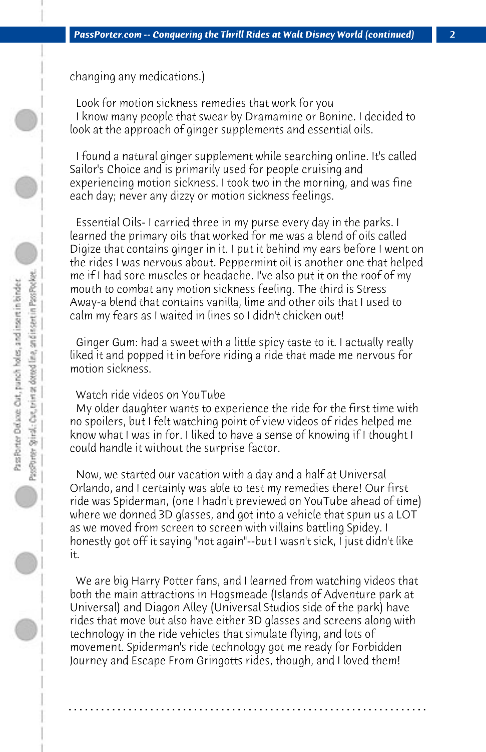changing any medications.)

Look for motion sickness remedies that work for you

I know many people that swear by Dramamine or Bonine. I decided to look at the approach of ginger supplements and essential oils.

I found a natural ginger supplement while searching online. It's called Sailor's Choice and is primarily used for people cruising and experiencing motion sickness. I took two in the morning, and was fine each day; never any dizzy or motion sickness feelings.

Essential Oils- I carried three in my purse every day in the parks. I learned the primary oils that worked for me was a blend of oils called Digize that contains ginger in it. I put it behind my ears before I went on the rides I was nervous about. Peppermint oil is another one that helped me if I had sore muscles or headache. I've also put it on the roof of my mouth to combat any motion sickness feeling. The third is Stress Away-a blend that contains vanilla, lime and other oils that I used to calm my fears as I waited in lines so I didn't chicken out!

Ginger Gum: had a sweet with a little spicy taste to it. I actually really liked it and popped it in before riding a ride that made me nervous for motion sickness.

Watch ride videos on YouTube

My older daughter wants to experience the ride for the first time with no spoilers, but I felt watching point of view videos of rides helped me know what I was in for. I liked to have a sense of knowing if I thought I could handle it without the surprise factor.

Now, we started our vacation with a day and a half at Universal Orlando, and I certainly was able to test my remedies there! Our first ride was Spiderman, (one I hadn't previewed on YouTube ahead of time) where we donned 3D glasses, and got into a vehicle that spun us a LOT as we moved from screen to screen with villains battling Spidey. I honestly got off it saying "not again"--but I wasn't sick, I just didn't like it.

We are big Harry Potter fans, and I learned from watching videos that both the main attractions in Hogsmeade (Islands of Adventure park at Universal) and Diagon Alley (Universal Studios side of the park) have rides that move but also have either 3D glasses and screens along with technology in the ride vehicles that simulate flying, and lots of movement. Spiderman's ride technology got me ready for Forbidden Journey and Escape From Gringotts rides, though, and I loved them!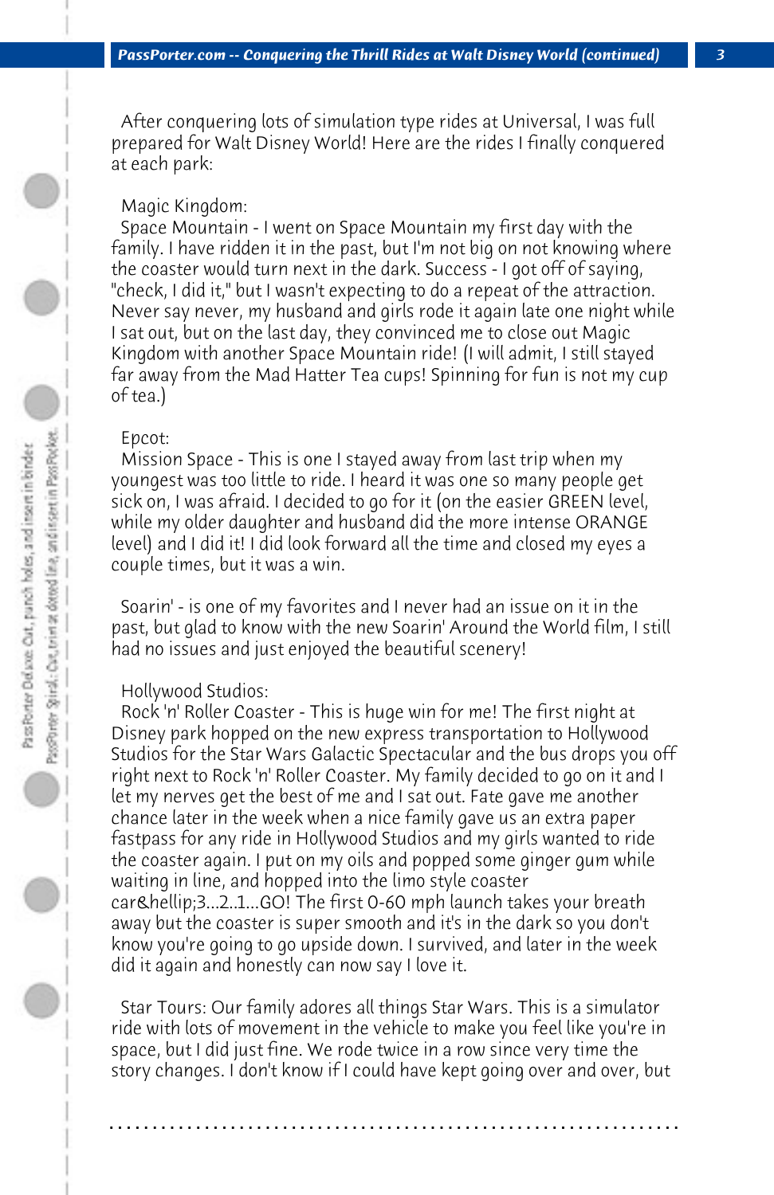After conquering lots of simulation type rides at Universal, I was full prepared for Walt Disney World! Here are the rides I finally conquered at each park:

Magic Kingdom:

Space Mountain - I went on Space Mountain my first day with the family. I have ridden it in the past, but I'm not big on not knowing where the coaster would turn next in the dark. Success - I got off of saying, "check, I did it," but I wasn't expecting to do a repeat of the attraction. Never say never, my husband and girls rode it again late one night while I sat out, but on the last day, they convinced me to close out Magic Kingdom with another Space Mountain ride! (I will admit, I still stayed far away from the Mad Hatter Tea cups! Spinning for fun is not my cup of tea.)

Epcot:

Mission Space - This is one I stayed away from last trip when my youngest was too little to ride. I heard it was one so many people get sick on, I was afraid. I decided to go for it (on the easier GREEN level, while my older daughter and husband did the more intense ORANGE level) and I did it! I did look forward all the time and closed my eyes a couple times, but it was a win.

Soarin' - is one of my favorites and I never had an issue on it in the past, but glad to know with the new Soarin' Around the World film, I still had no issues and just enjoyed the beautiful scenery!

Hollywood Studios:

Rock 'n' Roller Coaster - This is huge win for me! The first night at Disney park hopped on the new express transportation to Hollywood Studios for the Star Wars Galactic Spectacular and the bus drops you off right next to Rock 'n' Roller Coaster. My family decided to go on it and I let my nerves get the best of me and I sat out. Fate gave me another chance later in the week when a nice family gave us an extra paper fastpass for any ride in Hollywood Studios and my girls wanted to ride the coaster again. I put on my oils and popped some ginger gum while waiting in line, and hopped into the limo style coaster car&hellip;3...2..1...GO! The first 0-60 mph launch takes your breath away but the coaster is super smooth and it's in the dark so you don't know you're going to go upside down. I survived, and later in the week did it again and honestly can now say I love it.

Star Tours: Our family adores all things Star Wars. This is a simulator ride with lots of movement in the vehicle to make you feel like you're in space, but I did just fine. We rode twice in a row since very time the story changes. I don't know if I could have kept going over and over, but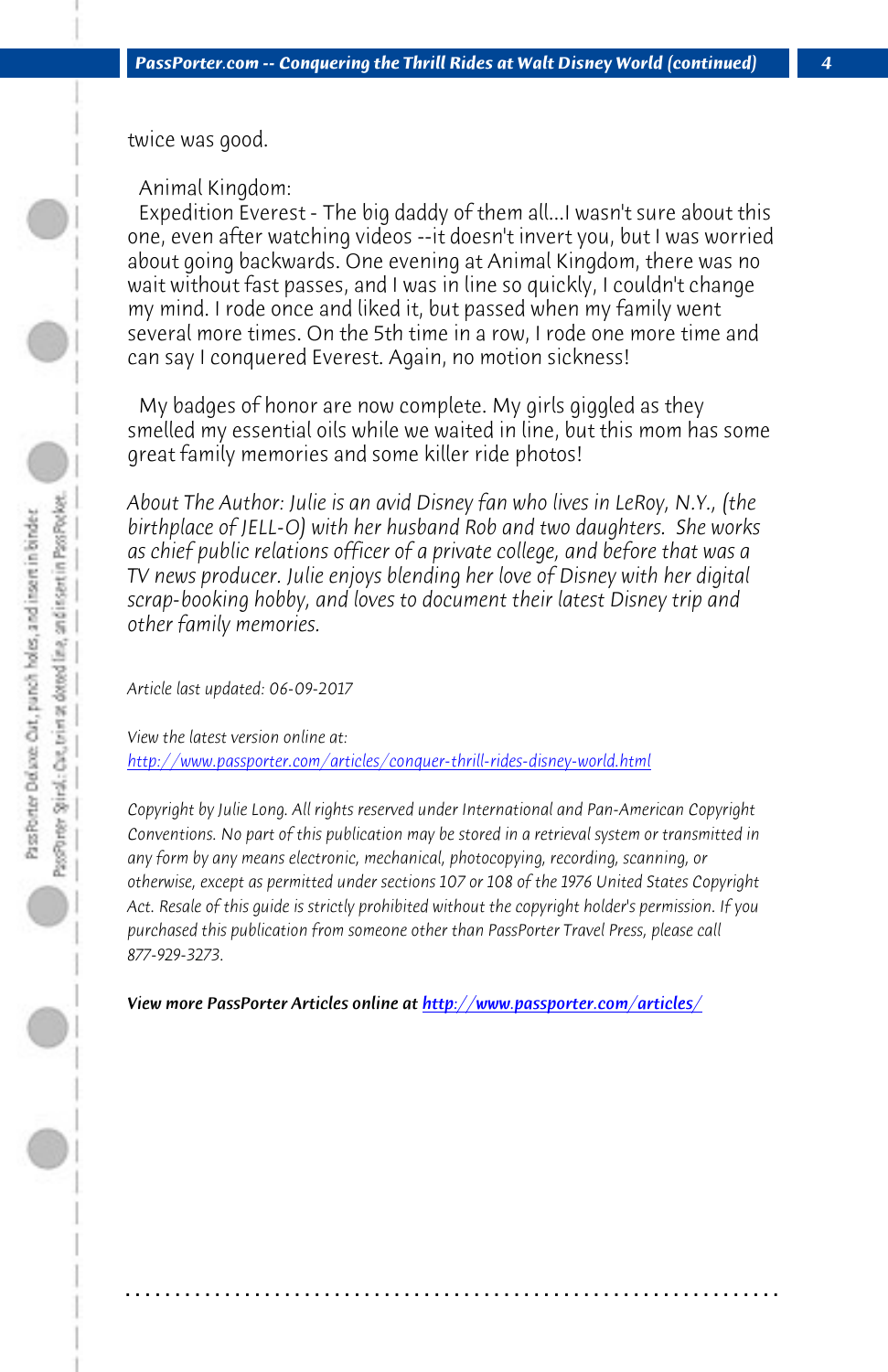twice was good.

Animal Kingdom:

Expedition Everest - The big daddy of them all...I wasn't sure about this one, even after watching videos --it doesn't invert you, but I was worried about going backwards. One evening at Animal Kingdom, there was no wait without fast passes, and I was in line so quickly, I couldn't change my mind. I rode once and liked it, but passed when my family went several more times. On the 5th time in a row, I rode one more time and can say I conquered Everest. Again, no motion sickness!

My badges of honor are now complete. My girls giggled as they smelled my essential oils while we waited in line, but this mom has some great family memories and some killer ride photos!

*About The Author: Julie is an avid Disney fan who lives in LeRoy, N.Y., (the birthplace of JELL-O) with her husband Rob and two daughters. She works as chief public relations officer of a private college, and before that was a TV news producer. Julie enjoys blending her love of Disney with her digital scrap-booking hobby, and loves to document their latest Disney trip and other family memories.*

*Article last updated: 06-09-2017*

*View the latest version online at:*
*http://www.passporter.com/articles/conquer-thrill-rides-disney-world.html*

*Copyright by Julie Long. All rights reserved under International and Pan-American Copyright Conventions. No part of this publication may be stored in a retrieval system or transmitted in any form by any means electronic, mechanical, photocopying, recording, scanning, or otherwise, except as permitted under sections 107 or 108 of the 1976 United States Copyright Act. Resale of this guide is strictly prohibited without the copyright holder's permission. If you purchased this publication from someone other than PassPorter Travel Press, please call 877-929-3273.*

***View more PassPorter Articles online at http://www.passporter.com/articles/***